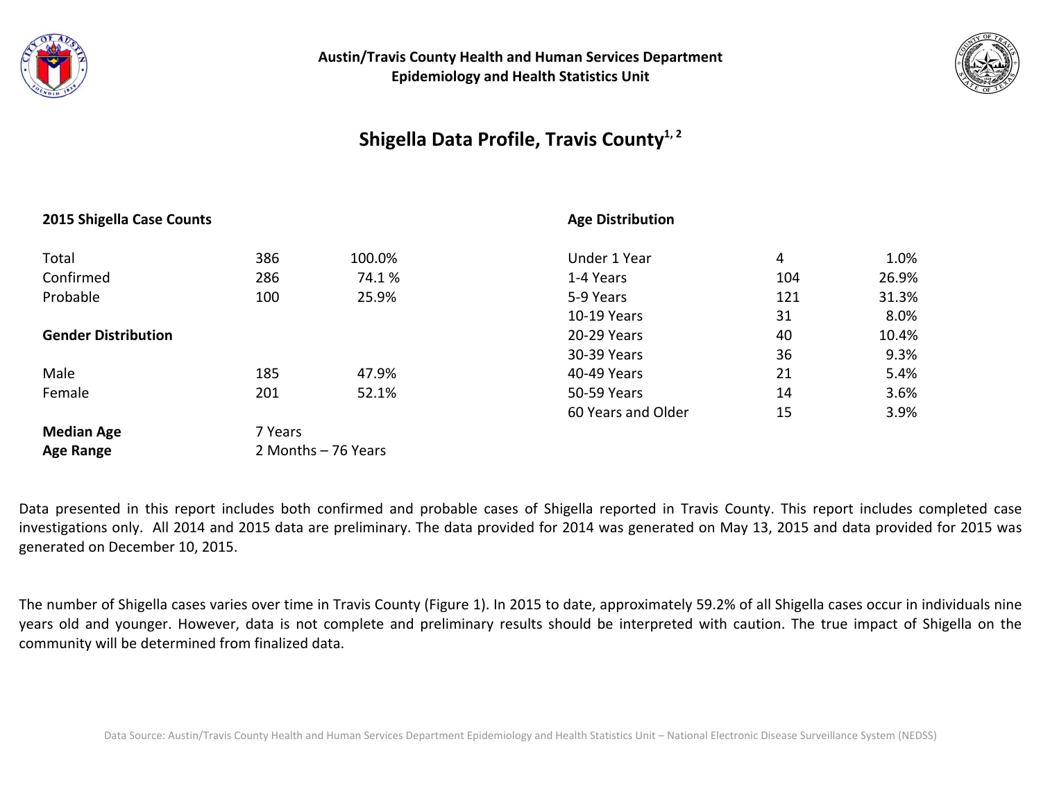Austin/Travis County Health and Human Services Department
Epidemiology and Health Statistics Unit

# Shigella Data Profile, Travis County[1, 2]

**2015 Shigella Case Counts**

| | | |
|---|---|---|
| Total | 386 | 100.0% |
| Confirmed | 286 | 74.1 % |
| Probable | 100 | 25.9% |

**Gender Distribution**

| | | |
|---|---|---|
| Male | 185 | 47.9% |
| Female | 201 | 52.1% |

**Median Age** 7 Years
**Age Range** 2 Months – 76 Years

**Age Distribution**

| | | |
|---|---|---|
| Under 1 Year | 4 | 1.0% |
| 1-4 Years | 104 | 26.9% |
| 5-9 Years | 121 | 31.3% |
| 10-19 Years | 31 | 8.0% |
| 20-29 Years | 40 | 10.4% |
| 30-39 Years | 36 | 9.3% |
| 40-49 Years | 21 | 5.4% |
| 50-59 Years | 14 | 3.6% |
| 60 Years and Older | 15 | 3.9% |

Data presented in this report includes both confirmed and probable cases of Shigella reported in Travis County. This report includes completed case investigations only. All 2014 and 2015 data are preliminary. The data provided for 2014 was generated on May 13, 2015 and data provided for 2015 was generated on December 10, 2015.

The number of Shigella cases varies over time in Travis County (Figure 1). In 2015 to date, approximately 59.2% of all Shigella cases occur in individuals nine years old and younger. However, data is not complete and preliminary results should be interpreted with caution. The true impact of Shigella on the community will be determined from finalized data.

Data Source: Austin/Travis County Health and Human Services Department Epidemiology and Health Statistics Unit – National Electronic Disease Surveillance System (NEDSS)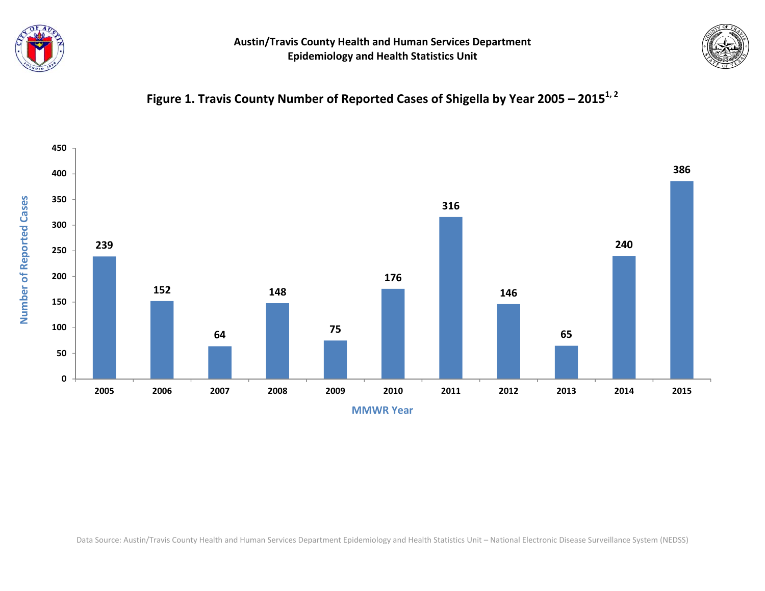**Austin/Travis County Health and Human Services Department**
**Epidemiology and Health Statistics Unit**

## Figure 1. Travis County Number of Reported Cases of Shigella by Year 2005 – 2015[1, 2]

| MMWR Year | Number of Reported Cases |
|---|---|
| 2005 | 239 |
| 2006 | 152 |
| 2007 | 64 |
| 2008 | 148 |
| 2009 | 75 |
| 2010 | 176 |
| 2011 | 316 |
| 2012 | 146 |
| 2013 | 65 |
| 2014 | 240 |
| 2015 | 386 |

Data Source: Austin/Travis County Health and Human Services Department Epidemiology and Health Statistics Unit – National Electronic Disease Surveillance System (NEDSS)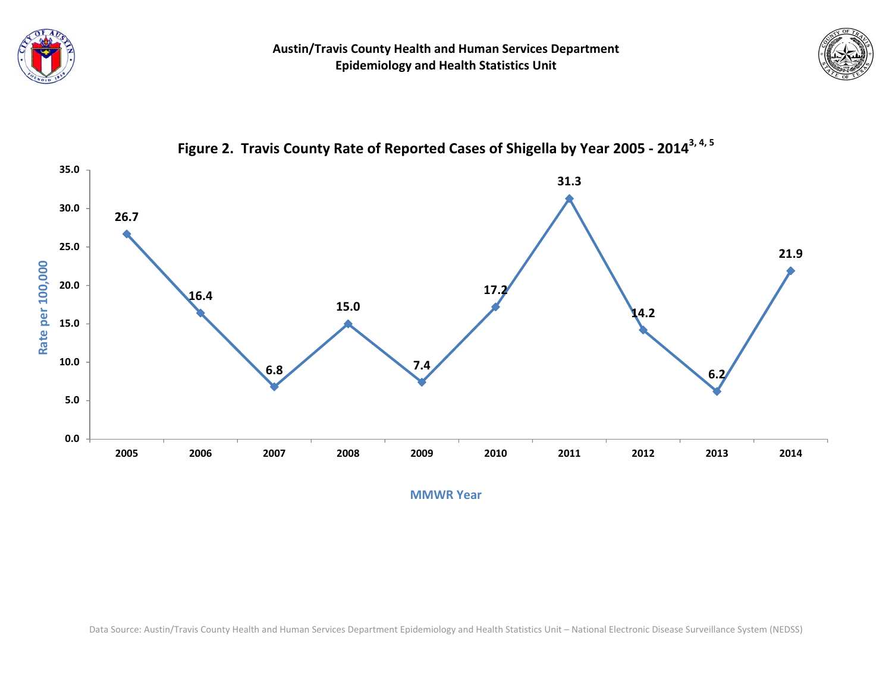**Austin/Travis County Health and Human Services Department**
**Epidemiology and Health Statistics Unit**

## Figure 2. Travis County Rate of Reported Cases of Shigella by Year 2005 - 2014[3, 4, 5]

| MMWR Year | Rate per 100,000 |
|---|---|
| 2005 | 26.7 |
| 2006 | 16.4 |
| 2007 | 6.8 |
| 2008 | 15.0 |
| 2009 | 7.4 |
| 2010 | 17.2 |
| 2011 | 31.3 |
| 2012 | 14.2 |
| 2013 | 6.2 |
| 2014 | 21.9 |

Data Source: Austin/Travis County Health and Human Services Department Epidemiology and Health Statistics Unit – National Electronic Disease Surveillance System (NEDSS)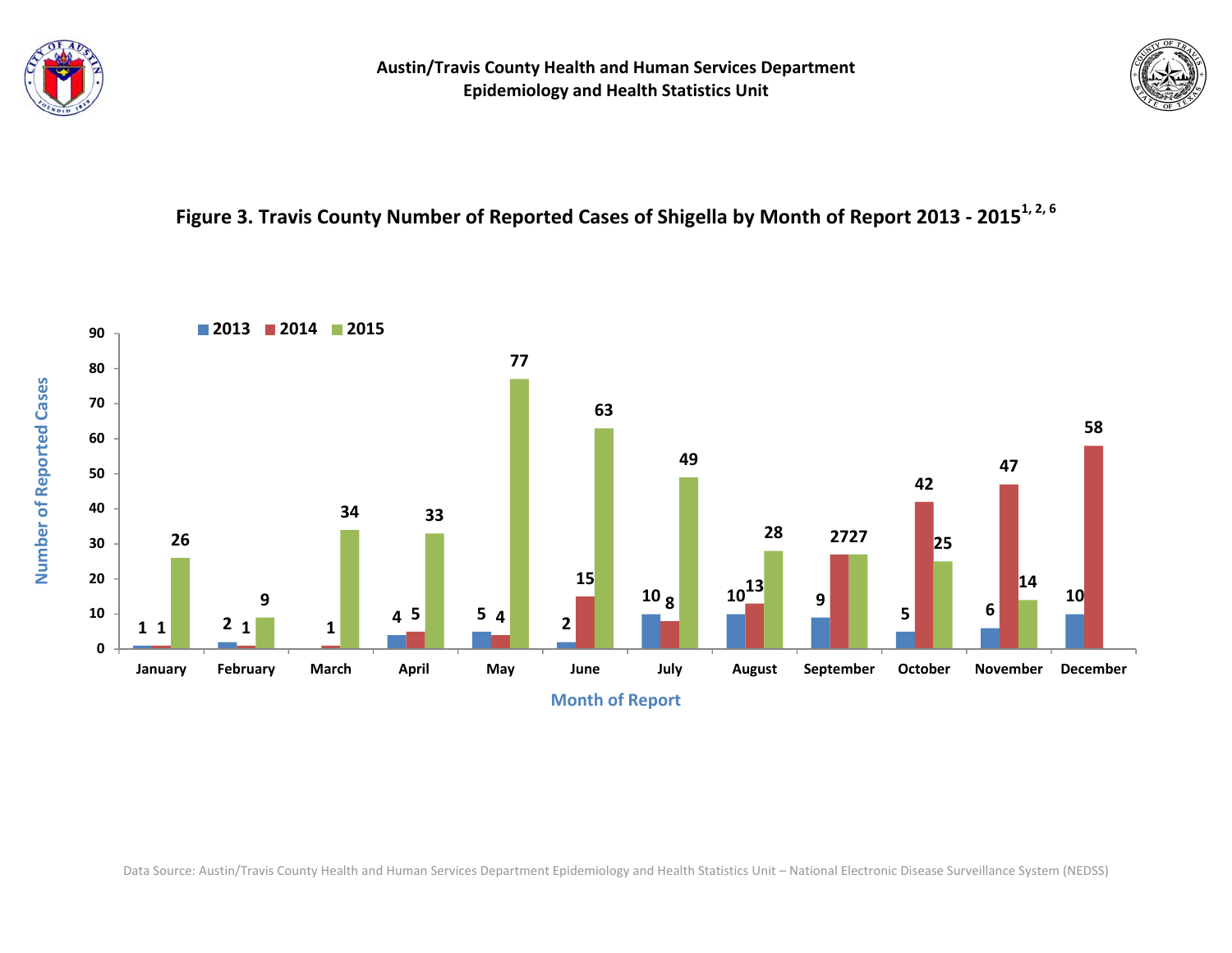**Austin/Travis County Health and Human Services Department**
**Epidemiology and Health Statistics Unit**

## Figure 3. Travis County Number of Reported Cases of Shigella by Month of Report 2013 - 2015[1, 2, 6]

| Month of Report | 2013 | 2014 | 2015 |
|---|---|---|---|
| January | 1 | 1 | 26 |
| February | 2 | 1 | 9 |
| March | | 1 | 34 |
| April | 4 | 5 | 33 |
| May | 5 | 4 | 77 |
| June | 2 | 15 | 63 |
| July | 10 | 8 | 49 |
| August | 10 | 13 | 28 |
| September | 9 | 27 | 27 |
| October | 5 | 42 | 25 |
| November | 6 | 47 | 14 |
| December | 10 | 58 | |

Data Source: Austin/Travis County Health and Human Services Department Epidemiology and Health Statistics Unit – National Electronic Disease Surveillance System (NEDSS)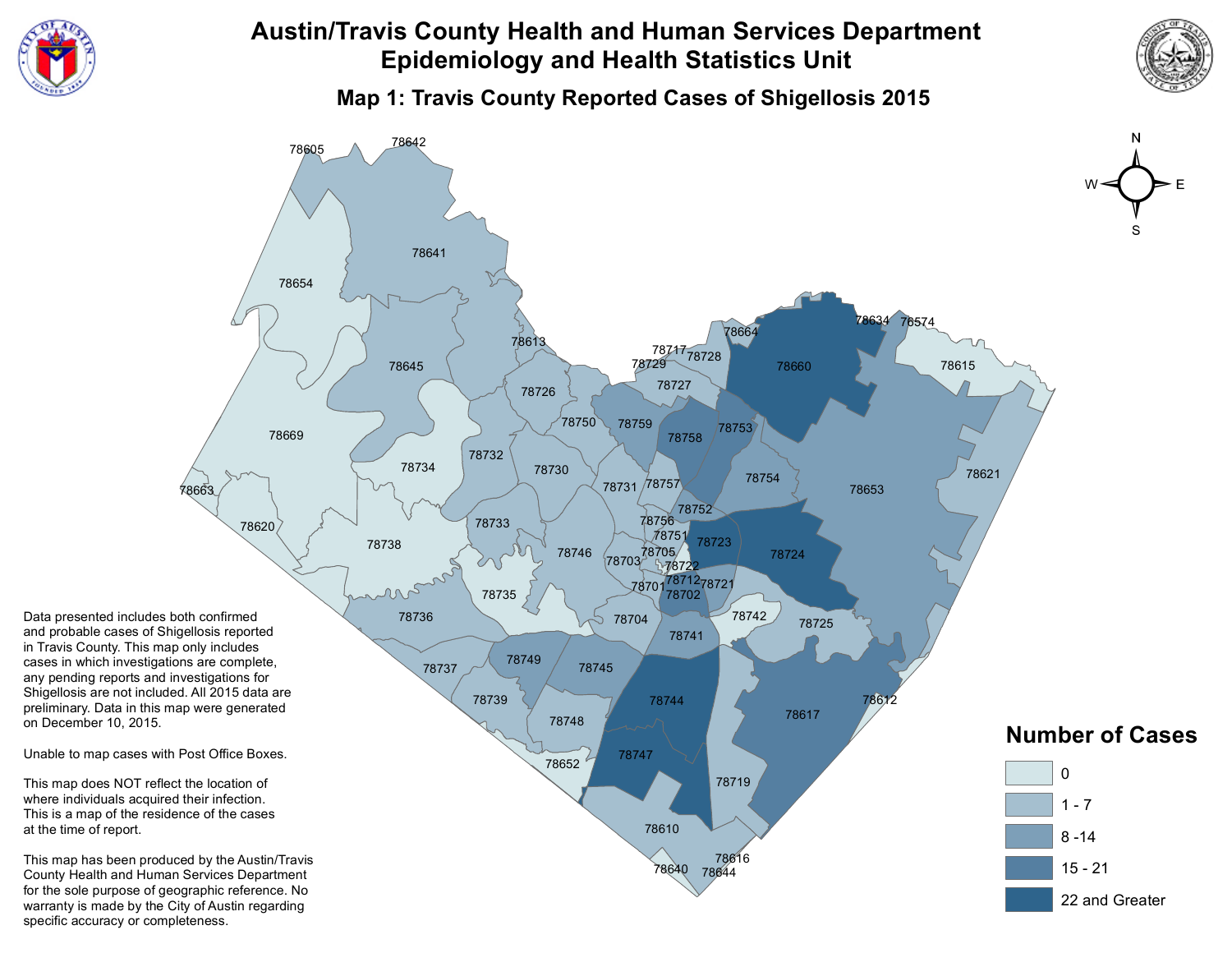# Austin/Travis County Health and Human Services Department
# Epidemiology and Health Statistics Unit

## Map 1: Travis County Reported Cases of Shigellosis 2015

**Number of Cases**

- 0
- 1 - 7
- 8 -14
- 15 - 21
- 22 and Greater

Data presented includes both confirmed and probable cases of Shigellosis reported in Travis County. This map only includes cases in which investigations are complete, any pending reports and investigations for Shigellosis are not included. All 2015 data are preliminary. Data in this map were generated on December 10, 2015.

Unable to map cases with Post Office Boxes.

This map does NOT reflect the location of where individuals acquired their infection. This is a map of the residence of the cases at the time of report.

This map has been produced by the Austin/Travis County Health and Human Services Department for the sole purpose of geographic reference. No warranty is made by the City of Austin regarding specific accuracy or completeness.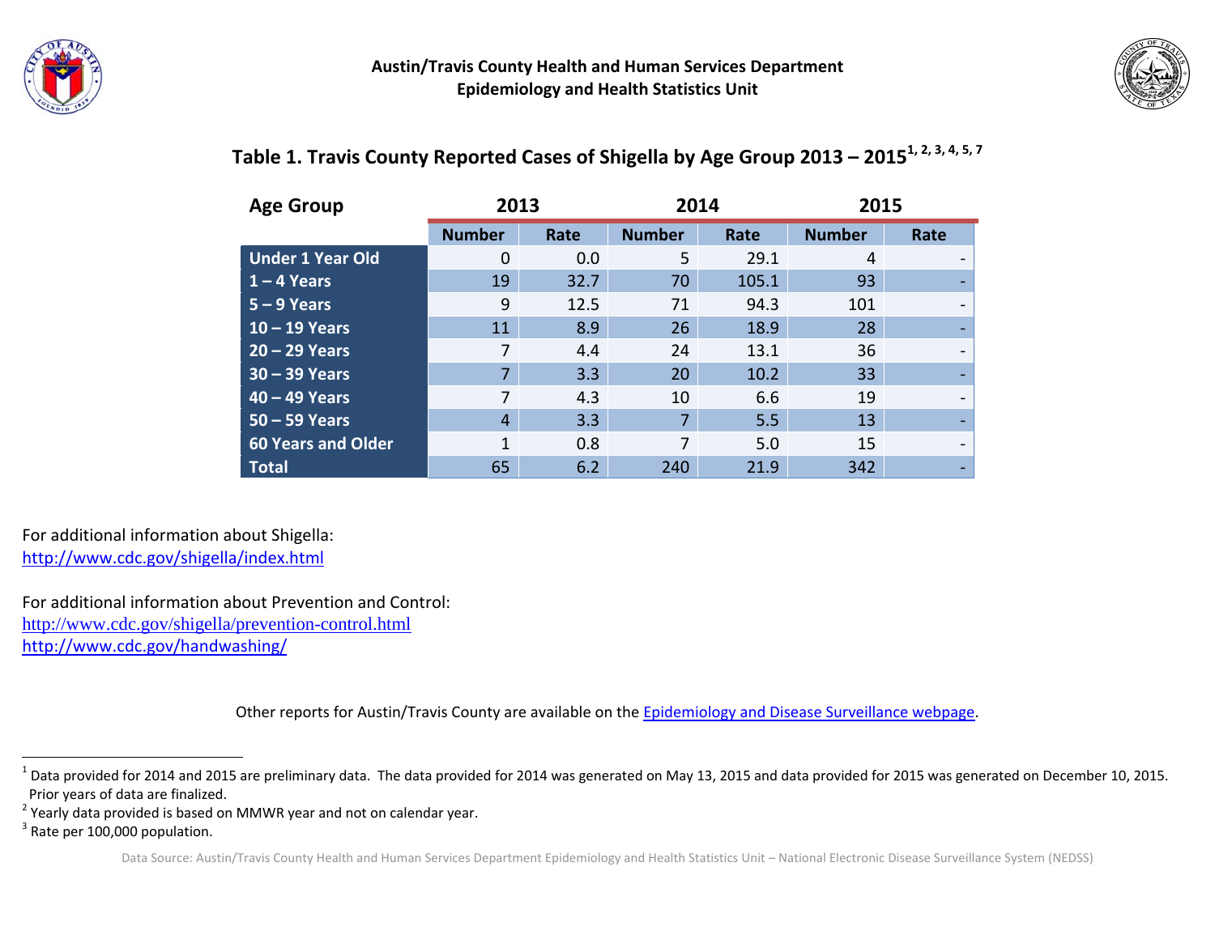**Austin/Travis County Health and Human Services Department**
**Epidemiology and Health Statistics Unit**

## Table 1. Travis County Reported Cases of Shigella by Age Group 2013 – 2015[1, 2, 3, 4, 5, 7]

| Age Group | 2013 | | 2014 | | 2015 | |
|---|---|---|---|---|---|---|
| | Number | Rate | Number | Rate | Number | Rate |
| Under 1 Year Old | 0 | 0.0 | 5 | 29.1 | 4 | - |
| 1 – 4 Years | 19 | 32.7 | 70 | 105.1 | 93 | - |
| 5 – 9 Years | 9 | 12.5 | 71 | 94.3 | 101 | - |
| 10 – 19 Years | 11 | 8.9 | 26 | 18.9 | 28 | - |
| 20 – 29 Years | 7 | 4.4 | 24 | 13.1 | 36 | - |
| 30 – 39 Years | 7 | 3.3 | 20 | 10.2 | 33 | - |
| 40 – 49 Years | 7 | 4.3 | 10 | 6.6 | 19 | - |
| 50 – 59 Years | 4 | 3.3 | 7 | 5.5 | 13 | - |
| 60 Years and Older | 1 | 0.8 | 7 | 5.0 | 15 | - |
| Total | 65 | 6.2 | 240 | 21.9 | 342 | - |

For additional information about Shigella:
http://www.cdc.gov/shigella/index.html

For additional information about Prevention and Control:
http://www.cdc.gov/shigella/prevention-control.html
http://www.cdc.gov/handwashing/

Other reports for Austin/Travis County are available on the Epidemiology and Disease Surveillance webpage.

[1] Data provided for 2014 and 2015 are preliminary data. The data provided for 2014 was generated on May 13, 2015 and data provided for 2015 was generated on December 10, 2015. Prior years of data are finalized.

[2] Yearly data provided is based on MMWR year and not on calendar year.

[3] Rate per 100,000 population.

Data Source: Austin/Travis County Health and Human Services Department Epidemiology and Health Statistics Unit – National Electronic Disease Surveillance System (NEDSS)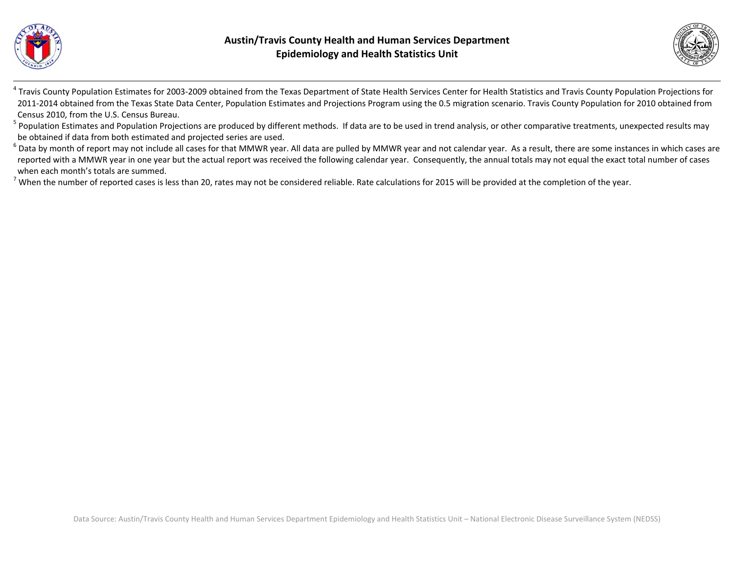[4] Travis County Population Estimates for 2003-2009 obtained from the Texas Department of State Health Services Center for Health Statistics and Travis County Population Projections for 2011-2014 obtained from the Texas State Data Center, Population Estimates and Projections Program using the 0.5 migration scenario. Travis County Population for 2010 obtained from Census 2010, from the U.S. Census Bureau.

[5] Population Estimates and Population Projections are produced by different methods. If data are to be used in trend analysis, or other comparative treatments, unexpected results may be obtained if data from both estimated and projected series are used.

[6] Data by month of report may not include all cases for that MMWR year. All data are pulled by MMWR year and not calendar year. As a result, there are some instances in which cases are reported with a MMWR year in one year but the actual report was received the following calendar year. Consequently, the annual totals may not equal the exact total number of cases when each month's totals are summed.

[7] When the number of reported cases is less than 20, rates may not be considered reliable. Rate calculations for 2015 will be provided at the completion of the year.